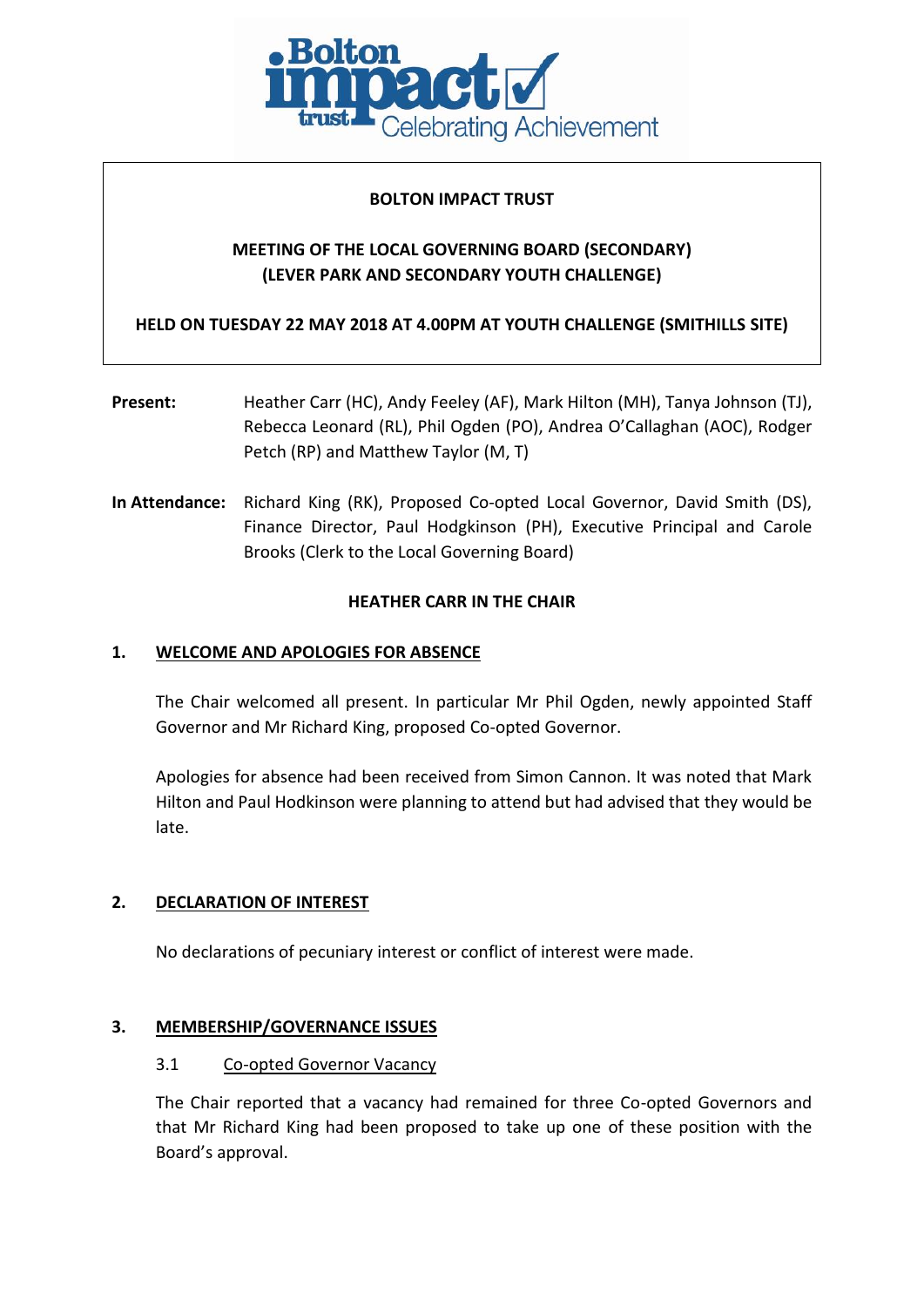**BOLTON IMPACT TRUST**

**MEETING OF THE LOCAL GOVERNING BOARD (SECONDARY)**
**(LEVER PARK AND SECONDARY YOUTH CHALLENGE)**

**HELD ON TUESDAY 22 MAY 2018 AT 4.00PM AT YOUTH CHALLENGE (SMITHILLS SITE)**

**Present:** Heather Carr (HC), Andy Feeley (AF), Mark Hilton (MH), Tanya Johnson (TJ), Rebecca Leonard (RL), Phil Ogden (PO), Andrea O'Callaghan (AOC), Rodger Petch (RP) and Matthew Taylor (M, T)

**In Attendance:** Richard King (RK), Proposed Co-opted Local Governor, David Smith (DS), Finance Director, Paul Hodgkinson (PH), Executive Principal and Carole Brooks (Clerk to the Local Governing Board)

**HEATHER CARR IN THE CHAIR**

## 1. WELCOME AND APOLOGIES FOR ABSENCE

The Chair welcomed all present. In particular Mr Phil Ogden, newly appointed Staff Governor and Mr Richard King, proposed Co-opted Governor.

Apologies for absence had been received from Simon Cannon. It was noted that Mark Hilton and Paul Hodkinson were planning to attend but had advised that they would be late.

## 2. DECLARATION OF INTEREST

No declarations of pecuniary interest or conflict of interest were made.

## 3. MEMBERSHIP/GOVERNANCE ISSUES

### 3.1 Co-opted Governor Vacancy

The Chair reported that a vacancy had remained for three Co-opted Governors and that Mr Richard King had been proposed to take up one of these position with the Board's approval.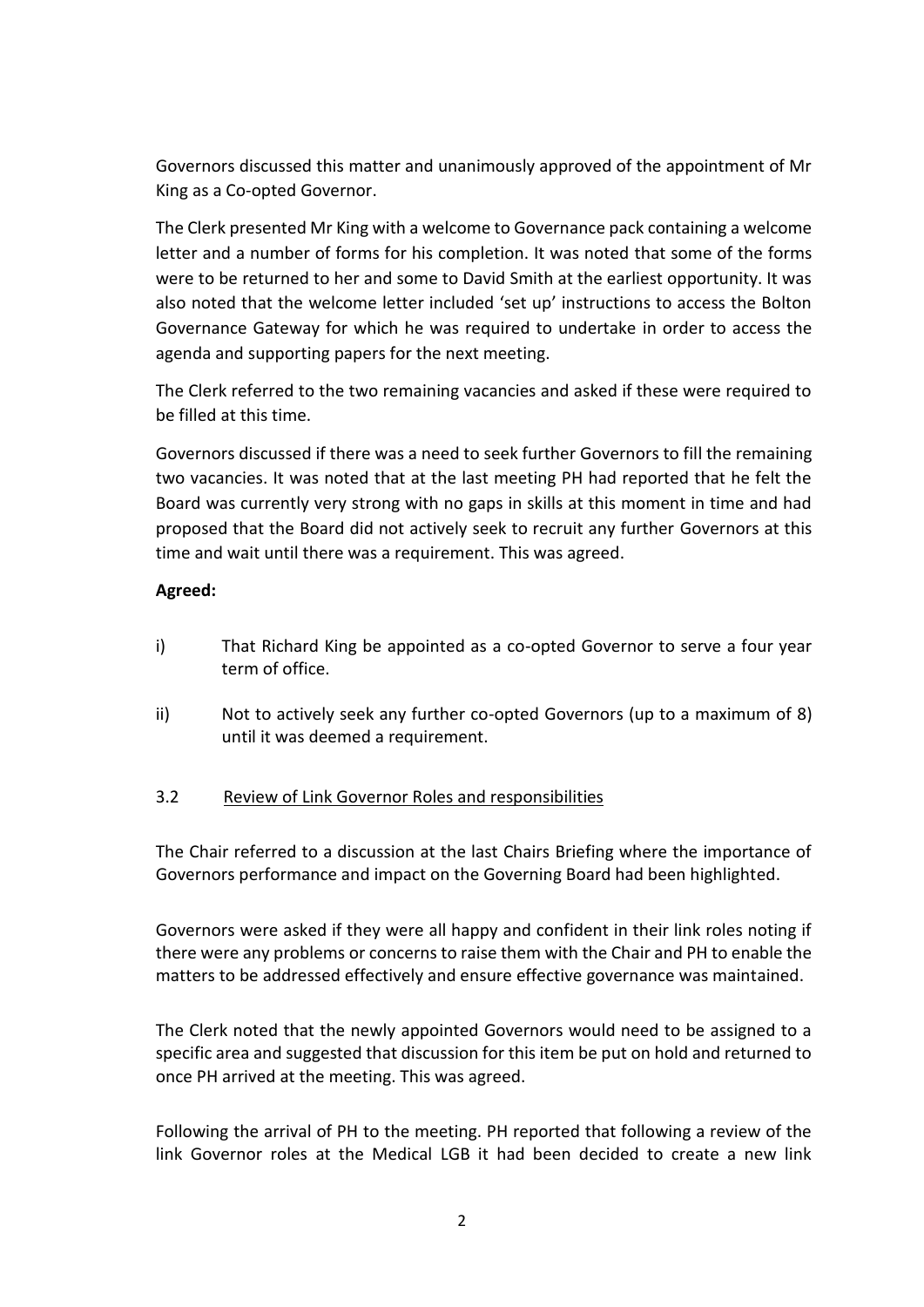Governors discussed this matter and unanimously approved of the appointment of Mr King as a Co-opted Governor.

The Clerk presented Mr King with a welcome to Governance pack containing a welcome letter and a number of forms for his completion. It was noted that some of the forms were to be returned to her and some to David Smith at the earliest opportunity. It was also noted that the welcome letter included 'set up' instructions to access the Bolton Governance Gateway for which he was required to undertake in order to access the agenda and supporting papers for the next meeting.

The Clerk referred to the two remaining vacancies and asked if these were required to be filled at this time.

Governors discussed if there was a need to seek further Governors to fill the remaining two vacancies. It was noted that at the last meeting PH had reported that he felt the Board was currently very strong with no gaps in skills at this moment in time and had proposed that the Board did not actively seek to recruit any further Governors at this time and wait until there was a requirement. This was agreed.

**Agreed:**

i) That Richard King be appointed as a co-opted Governor to serve a four year term of office.

ii) Not to actively seek any further co-opted Governors (up to a maximum of 8) until it was deemed a requirement.

3.2 Review of Link Governor Roles and responsibilities

The Chair referred to a discussion at the last Chairs Briefing where the importance of Governors performance and impact on the Governing Board had been highlighted.

Governors were asked if they were all happy and confident in their link roles noting if there were any problems or concerns to raise them with the Chair and PH to enable the matters to be addressed effectively and ensure effective governance was maintained.

The Clerk noted that the newly appointed Governors would need to be assigned to a specific area and suggested that discussion for this item be put on hold and returned to once PH arrived at the meeting. This was agreed.

Following the arrival of PH to the meeting. PH reported that following a review of the link Governor roles at the Medical LGB it had been decided to create a new link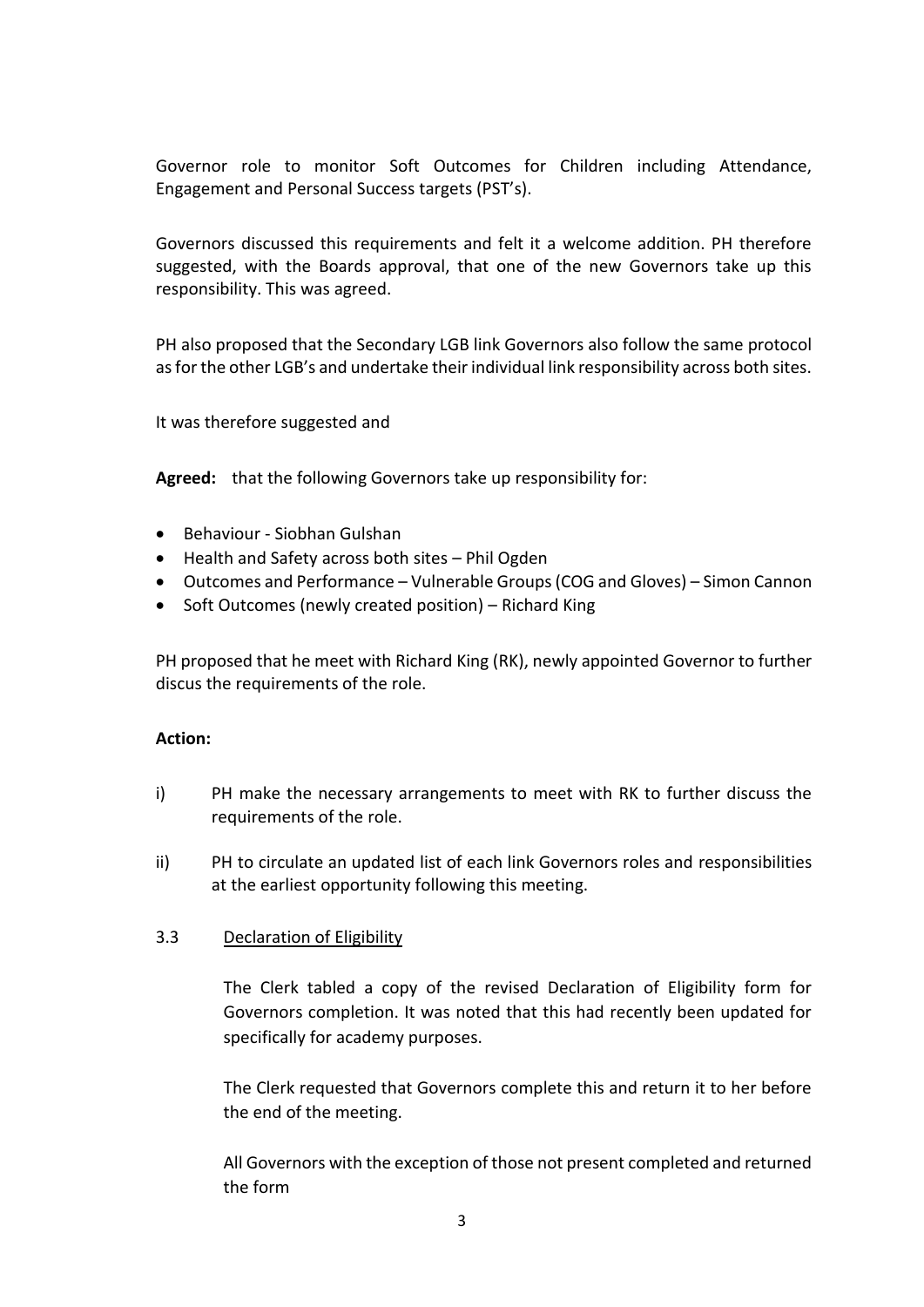Governor role to monitor Soft Outcomes for Children including Attendance, Engagement and Personal Success targets (PST's).

Governors discussed this requirements and felt it a welcome addition. PH therefore suggested, with the Boards approval, that one of the new Governors take up this responsibility. This was agreed.

PH also proposed that the Secondary LGB link Governors also follow the same protocol as for the other LGB's and undertake their individual link responsibility across both sites.

It was therefore suggested and

**Agreed:** that the following Governors take up responsibility for:

- Behaviour - Siobhan Gulshan
- Health and Safety across both sites – Phil Ogden
- Outcomes and Performance – Vulnerable Groups (COG and Gloves) – Simon Cannon
- Soft Outcomes (newly created position) – Richard King

PH proposed that he meet with Richard King (RK), newly appointed Governor to further discus the requirements of the role.

**Action:**

i) PH make the necessary arrangements to meet with RK to further discuss the requirements of the role.

ii) PH to circulate an updated list of each link Governors roles and responsibilities at the earliest opportunity following this meeting.

3.3 Declaration of Eligibility

The Clerk tabled a copy of the revised Declaration of Eligibility form for Governors completion. It was noted that this had recently been updated for specifically for academy purposes.

The Clerk requested that Governors complete this and return it to her before the end of the meeting.

All Governors with the exception of those not present completed and returned the form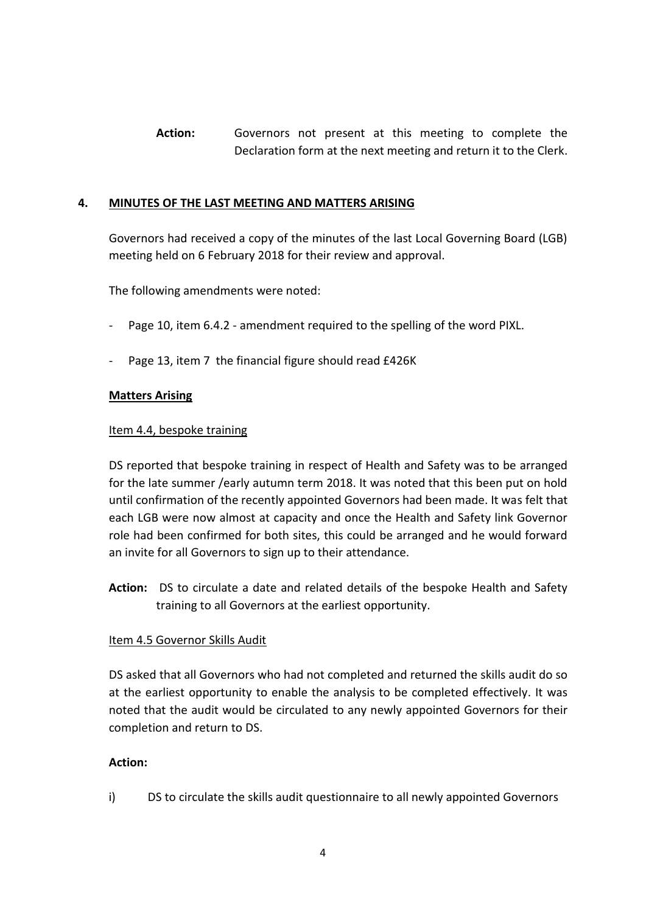**Action:** Governors not present at this meeting to complete the Declaration form at the next meeting and return it to the Clerk.

## 4. MINUTES OF THE LAST MEETING AND MATTERS ARISING

Governors had received a copy of the minutes of the last Local Governing Board (LGB) meeting held on 6 February 2018 for their review and approval.

The following amendments were noted:

- Page 10, item 6.4.2 - amendment required to the spelling of the word PIXL.
- Page 13, item 7 the financial figure should read £426K

### Matters Arising

Item 4.4, bespoke training

DS reported that bespoke training in respect of Health and Safety was to be arranged for the late summer /early autumn term 2018. It was noted that this been put on hold until confirmation of the recently appointed Governors had been made. It was felt that each LGB were now almost at capacity and once the Health and Safety link Governor role had been confirmed for both sites, this could be arranged and he would forward an invite for all Governors to sign up to their attendance.

**Action:** DS to circulate a date and related details of the bespoke Health and Safety training to all Governors at the earliest opportunity.

Item 4.5 Governor Skills Audit

DS asked that all Governors who had not completed and returned the skills audit do so at the earliest opportunity to enable the analysis to be completed effectively. It was noted that the audit would be circulated to any newly appointed Governors for their completion and return to DS.

**Action:**

i) DS to circulate the skills audit questionnaire to all newly appointed Governors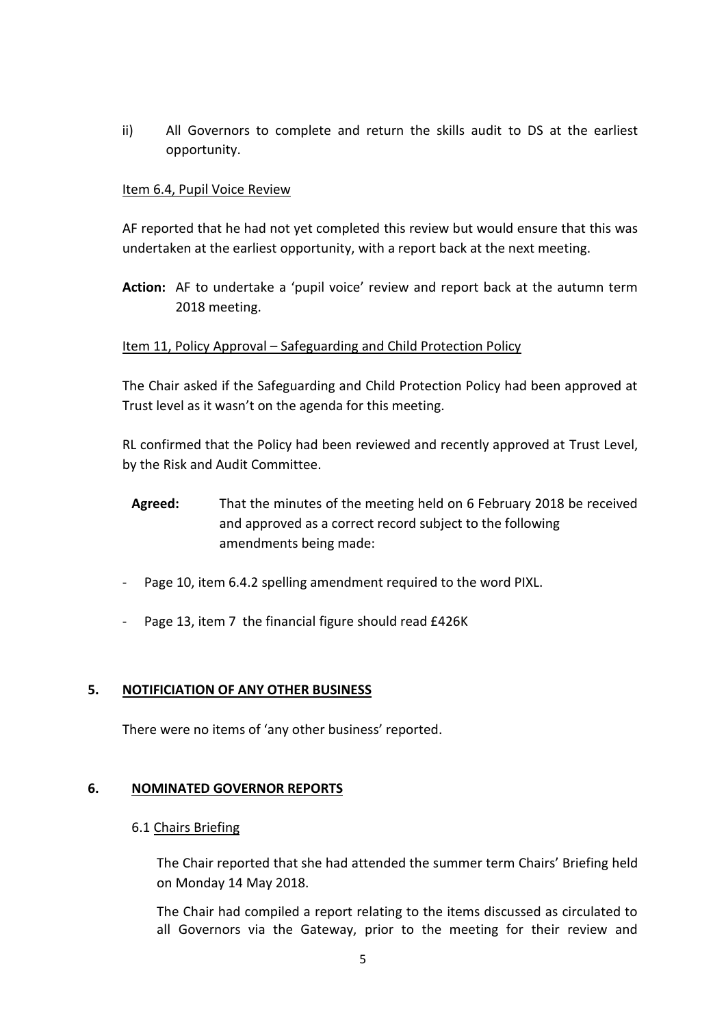ii) All Governors to complete and return the skills audit to DS at the earliest opportunity.

Item 6.4, Pupil Voice Review

AF reported that he had not yet completed this review but would ensure that this was undertaken at the earliest opportunity, with a report back at the next meeting.

**Action:** AF to undertake a 'pupil voice' review and report back at the autumn term 2018 meeting.

Item 11, Policy Approval – Safeguarding and Child Protection Policy

The Chair asked if the Safeguarding and Child Protection Policy had been approved at Trust level as it wasn't on the agenda for this meeting.

RL confirmed that the Policy had been reviewed and recently approved at Trust Level, by the Risk and Audit Committee.

**Agreed:** That the minutes of the meeting held on 6 February 2018 be received and approved as a correct record subject to the following amendments being made:

- Page 10, item 6.4.2 spelling amendment required to the word PIXL.
- Page 13, item 7 the financial figure should read £426K

## 5. NOTIFICIATION OF ANY OTHER BUSINESS

There were no items of 'any other business' reported.

## 6. NOMINATED GOVERNOR REPORTS

### 6.1 Chairs Briefing

The Chair reported that she had attended the summer term Chairs' Briefing held on Monday 14 May 2018.

The Chair had compiled a report relating to the items discussed as circulated to all Governors via the Gateway, prior to the meeting for their review and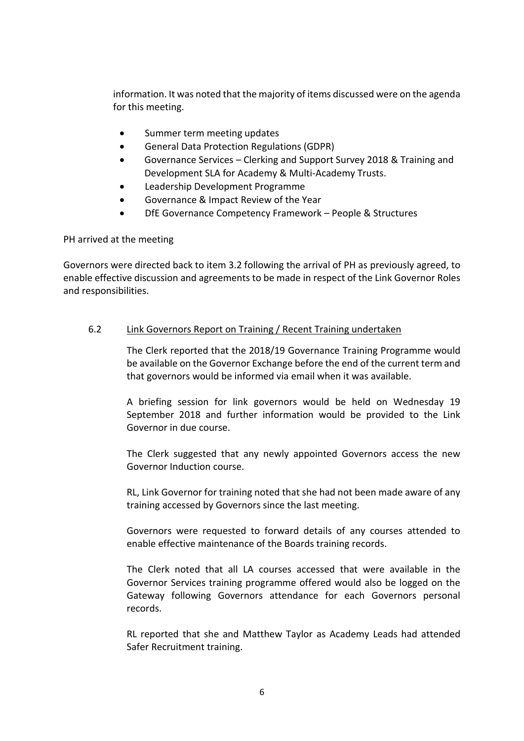information. It was noted that the majority of items discussed were on the agenda for this meeting.

- Summer term meeting updates
- General Data Protection Regulations (GDPR)
- Governance Services – Clerking and Support Survey 2018 & Training and Development SLA for Academy & Multi-Academy Trusts.
- Leadership Development Programme
- Governance & Impact Review of the Year
- DfE Governance Competency Framework – People & Structures

PH arrived at the meeting

Governors were directed back to item 3.2 following the arrival of PH as previously agreed, to enable effective discussion and agreements to be made in respect of the Link Governor Roles and responsibilities.

6.2 <u>Link Governors Report on Training / Recent Training undertaken</u>

The Clerk reported that the 2018/19 Governance Training Programme would be available on the Governor Exchange before the end of the current term and that governors would be informed via email when it was available.

A briefing session for link governors would be held on Wednesday 19 September 2018 and further information would be provided to the Link Governor in due course.

The Clerk suggested that any newly appointed Governors access the new Governor Induction course.

RL, Link Governor for training noted that she had not been made aware of any training accessed by Governors since the last meeting.

Governors were requested to forward details of any courses attended to enable effective maintenance of the Boards training records.

The Clerk noted that all LA courses accessed that were available in the Governor Services training programme offered would also be logged on the Gateway following Governors attendance for each Governors personal records.

RL reported that she and Matthew Taylor as Academy Leads had attended Safer Recruitment training.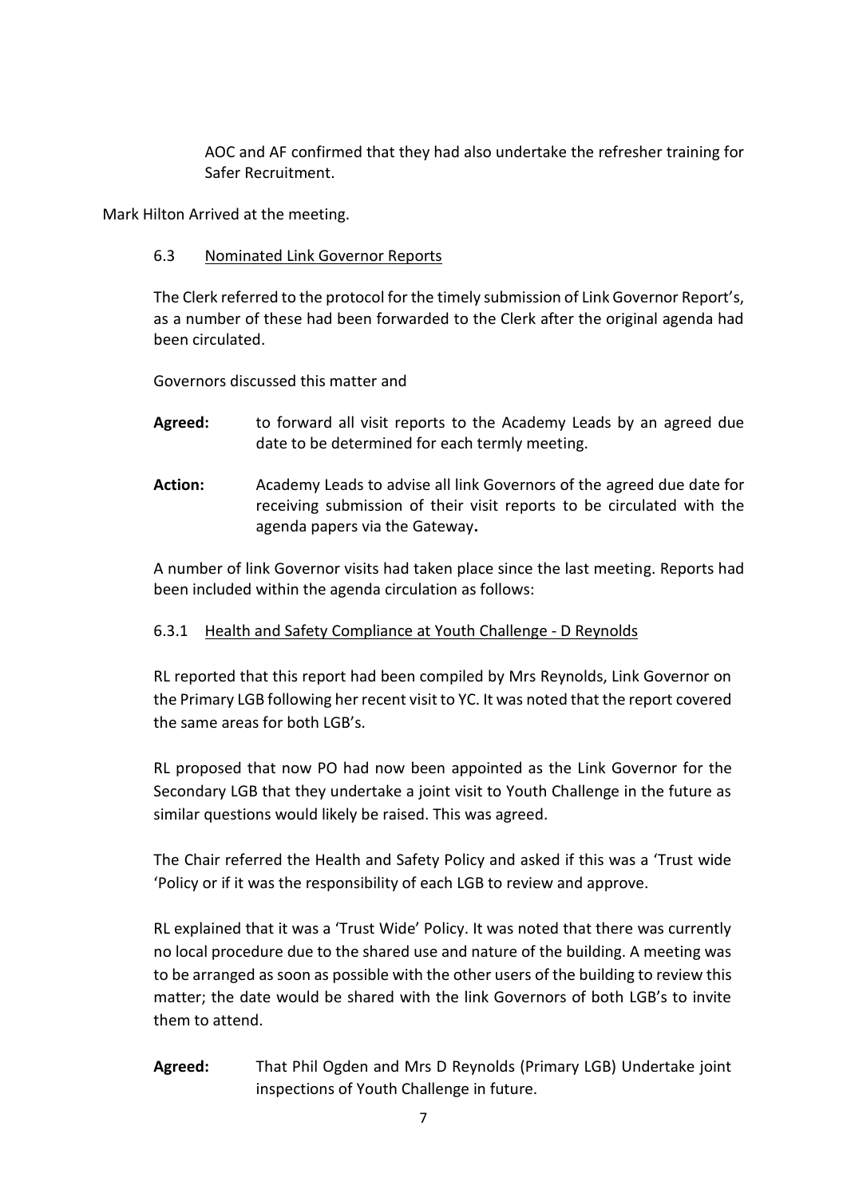AOC and AF confirmed that they had also undertake the refresher training for Safer Recruitment.

Mark Hilton Arrived at the meeting.

6.3 Nominated Link Governor Reports

The Clerk referred to the protocol for the timely submission of Link Governor Report's, as a number of these had been forwarded to the Clerk after the original agenda had been circulated.

Governors discussed this matter and

**Agreed:** to forward all visit reports to the Academy Leads by an agreed due date to be determined for each termly meeting.

**Action:** Academy Leads to advise all link Governors of the agreed due date for receiving submission of their visit reports to be circulated with the agenda papers via the Gateway**.**

A number of link Governor visits had taken place since the last meeting. Reports had been included within the agenda circulation as follows:

6.3.1 Health and Safety Compliance at Youth Challenge - D Reynolds

RL reported that this report had been compiled by Mrs Reynolds, Link Governor on the Primary LGB following her recent visit to YC. It was noted that the report covered the same areas for both LGB's.

RL proposed that now PO had now been appointed as the Link Governor for the Secondary LGB that they undertake a joint visit to Youth Challenge in the future as similar questions would likely be raised. This was agreed.

The Chair referred the Health and Safety Policy and asked if this was a 'Trust wide 'Policy or if it was the responsibility of each LGB to review and approve.

RL explained that it was a 'Trust Wide' Policy. It was noted that there was currently no local procedure due to the shared use and nature of the building. A meeting was to be arranged as soon as possible with the other users of the building to review this matter; the date would be shared with the link Governors of both LGB's to invite them to attend.

**Agreed:** That Phil Ogden and Mrs D Reynolds (Primary LGB) Undertake joint inspections of Youth Challenge in future.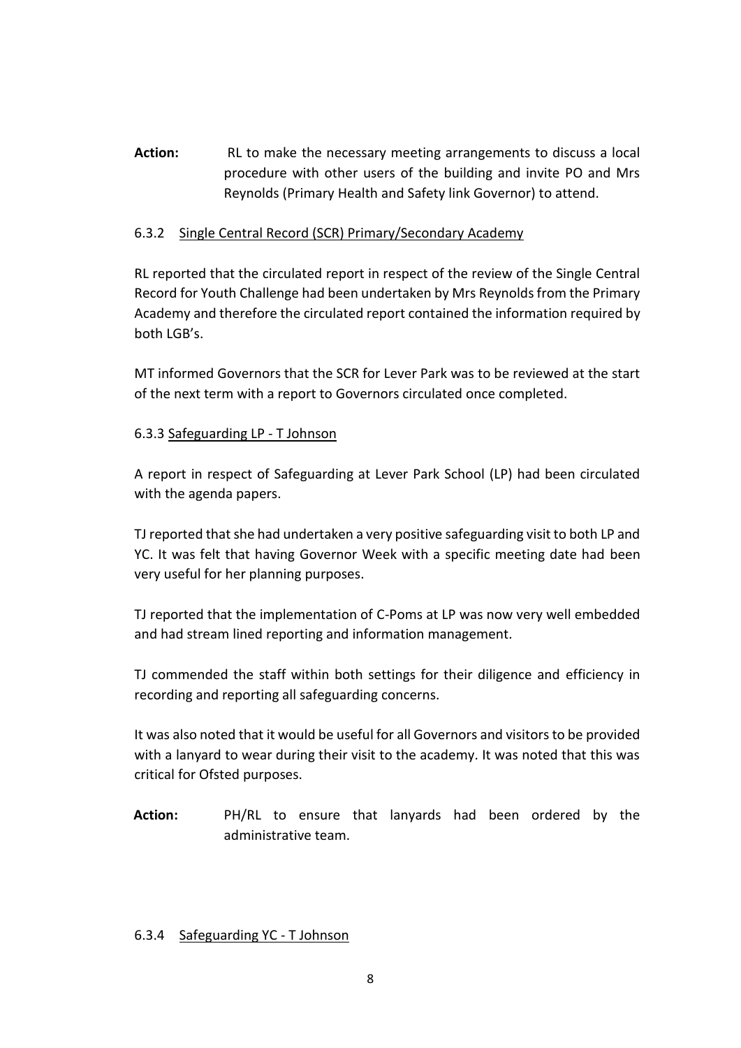**Action:** RL to make the necessary meeting arrangements to discuss a local procedure with other users of the building and invite PO and Mrs Reynolds (Primary Health and Safety link Governor) to attend.

6.3.2 <u>Single Central Record (SCR) Primary/Secondary Academy</u>

RL reported that the circulated report in respect of the review of the Single Central Record for Youth Challenge had been undertaken by Mrs Reynolds from the Primary Academy and therefore the circulated report contained the information required by both LGB's.

MT informed Governors that the SCR for Lever Park was to be reviewed at the start of the next term with a report to Governors circulated once completed.

6.3.3 <u>Safeguarding LP - T Johnson</u>

A report in respect of Safeguarding at Lever Park School (LP) had been circulated with the agenda papers.

TJ reported that she had undertaken a very positive safeguarding visit to both LP and YC. It was felt that having Governor Week with a specific meeting date had been very useful for her planning purposes.

TJ reported that the implementation of C-Poms at LP was now very well embedded and had stream lined reporting and information management.

TJ commended the staff within both settings for their diligence and efficiency in recording and reporting all safeguarding concerns.

It was also noted that it would be useful for all Governors and visitors to be provided with a lanyard to wear during their visit to the academy. It was noted that this was critical for Ofsted purposes.

**Action:** PH/RL to ensure that lanyards had been ordered by the administrative team.

6.3.4 <u>Safeguarding YC - T Johnson</u>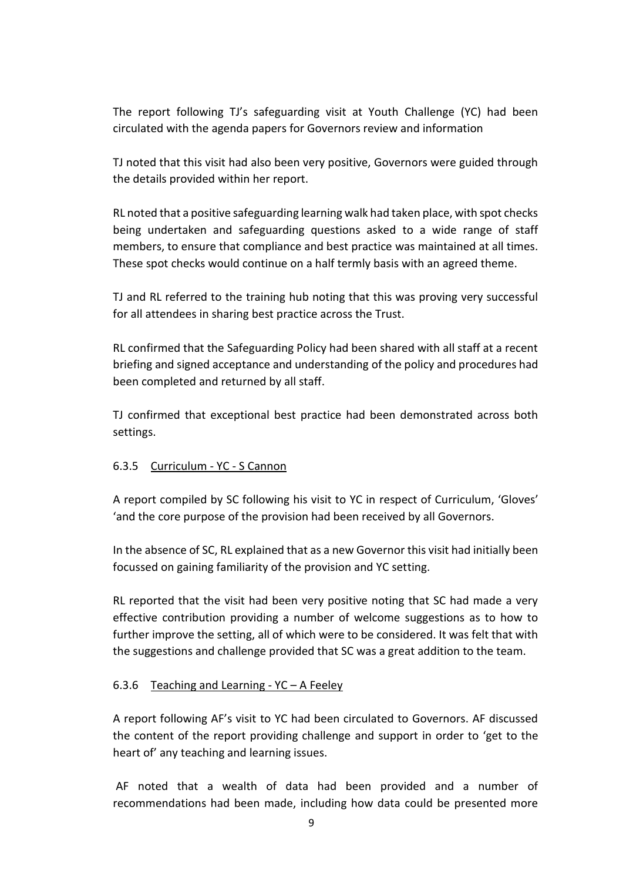The report following TJ's safeguarding visit at Youth Challenge (YC) had been circulated with the agenda papers for Governors review and information

TJ noted that this visit had also been very positive, Governors were guided through the details provided within her report.

RL noted that a positive safeguarding learning walk had taken place, with spot checks being undertaken and safeguarding questions asked to a wide range of staff members, to ensure that compliance and best practice was maintained at all times. These spot checks would continue on a half termly basis with an agreed theme.

TJ and RL referred to the training hub noting that this was proving very successful for all attendees in sharing best practice across the Trust.

RL confirmed that the Safeguarding Policy had been shared with all staff at a recent briefing and signed acceptance and understanding of the policy and procedures had been completed and returned by all staff.

TJ confirmed that exceptional best practice had been demonstrated across both settings.

6.3.5 Curriculum - YC - S Cannon

A report compiled by SC following his visit to YC in respect of Curriculum, 'Gloves' 'and the core purpose of the provision had been received by all Governors.

In the absence of SC, RL explained that as a new Governor this visit had initially been focussed on gaining familiarity of the provision and YC setting.

RL reported that the visit had been very positive noting that SC had made a very effective contribution providing a number of welcome suggestions as to how to further improve the setting, all of which were to be considered. It was felt that with the suggestions and challenge provided that SC was a great addition to the team.

6.3.6 Teaching and Learning - YC – A Feeley

A report following AF's visit to YC had been circulated to Governors. AF discussed the content of the report providing challenge and support in order to 'get to the heart of' any teaching and learning issues.

AF noted that a wealth of data had been provided and a number of recommendations had been made, including how data could be presented more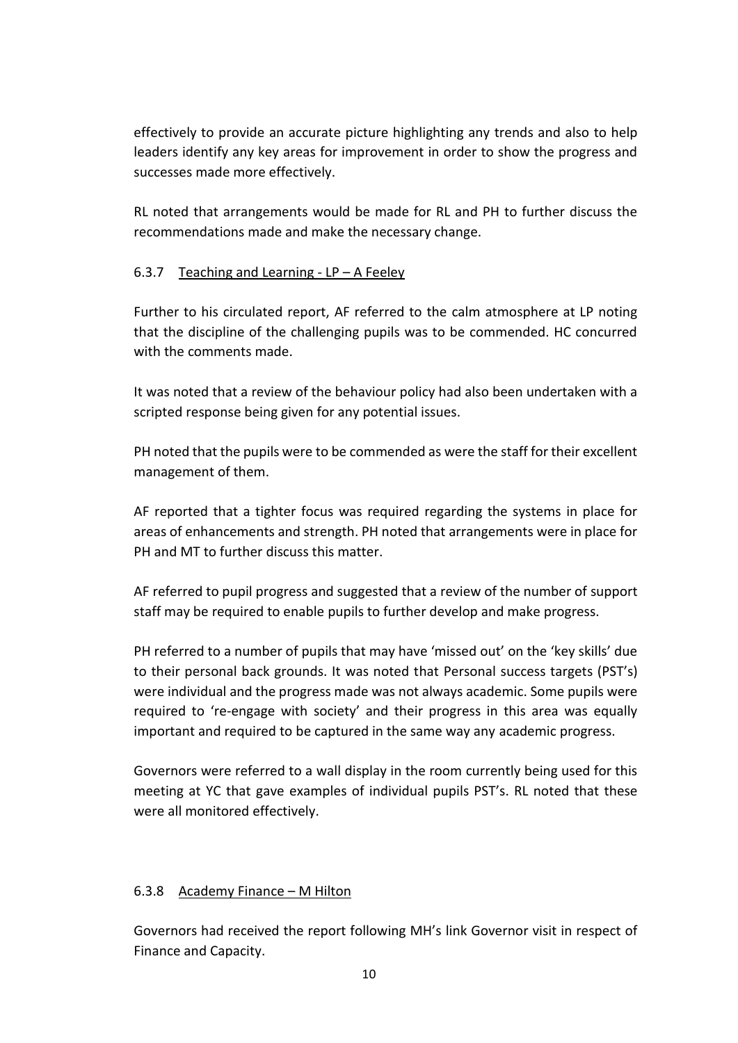effectively to provide an accurate picture highlighting any trends and also to help leaders identify any key areas for improvement in order to show the progress and successes made more effectively.

RL noted that arrangements would be made for RL and PH to further discuss the recommendations made and make the necessary change.

6.3.7 Teaching and Learning - LP – A Feeley

Further to his circulated report, AF referred to the calm atmosphere at LP noting that the discipline of the challenging pupils was to be commended. HC concurred with the comments made.

It was noted that a review of the behaviour policy had also been undertaken with a scripted response being given for any potential issues.

PH noted that the pupils were to be commended as were the staff for their excellent management of them.

AF reported that a tighter focus was required regarding the systems in place for areas of enhancements and strength. PH noted that arrangements were in place for PH and MT to further discuss this matter.

AF referred to pupil progress and suggested that a review of the number of support staff may be required to enable pupils to further develop and make progress.

PH referred to a number of pupils that may have 'missed out' on the 'key skills' due to their personal back grounds. It was noted that Personal success targets (PST's) were individual and the progress made was not always academic. Some pupils were required to 're-engage with society' and their progress in this area was equally important and required to be captured in the same way any academic progress.

Governors were referred to a wall display in the room currently being used for this meeting at YC that gave examples of individual pupils PST's. RL noted that these were all monitored effectively.

6.3.8 Academy Finance – M Hilton

Governors had received the report following MH's link Governor visit in respect of Finance and Capacity.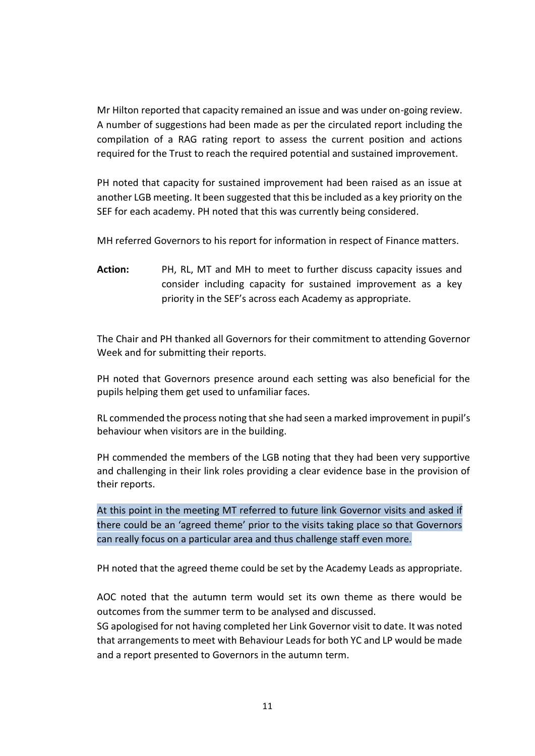Mr Hilton reported that capacity remained an issue and was under on-going review. A number of suggestions had been made as per the circulated report including the compilation of a RAG rating report to assess the current position and actions required for the Trust to reach the required potential and sustained improvement.

PH noted that capacity for sustained improvement had been raised as an issue at another LGB meeting. It been suggested that this be included as a key priority on the SEF for each academy. PH noted that this was currently being considered.

MH referred Governors to his report for information in respect of Finance matters.

**Action:** PH, RL, MT and MH to meet to further discuss capacity issues and consider including capacity for sustained improvement as a key priority in the SEF's across each Academy as appropriate.

The Chair and PH thanked all Governors for their commitment to attending Governor Week and for submitting their reports.

PH noted that Governors presence around each setting was also beneficial for the pupils helping them get used to unfamiliar faces.

RL commended the process noting that she had seen a marked improvement in pupil's behaviour when visitors are in the building.

PH commended the members of the LGB noting that they had been very supportive and challenging in their link roles providing a clear evidence base in the provision of their reports.

At this point in the meeting MT referred to future link Governor visits and asked if there could be an 'agreed theme' prior to the visits taking place so that Governors can really focus on a particular area and thus challenge staff even more.

PH noted that the agreed theme could be set by the Academy Leads as appropriate.

AOC noted that the autumn term would set its own theme as there would be outcomes from the summer term to be analysed and discussed.
SG apologised for not having completed her Link Governor visit to date. It was noted that arrangements to meet with Behaviour Leads for both YC and LP would be made and a report presented to Governors in the autumn term.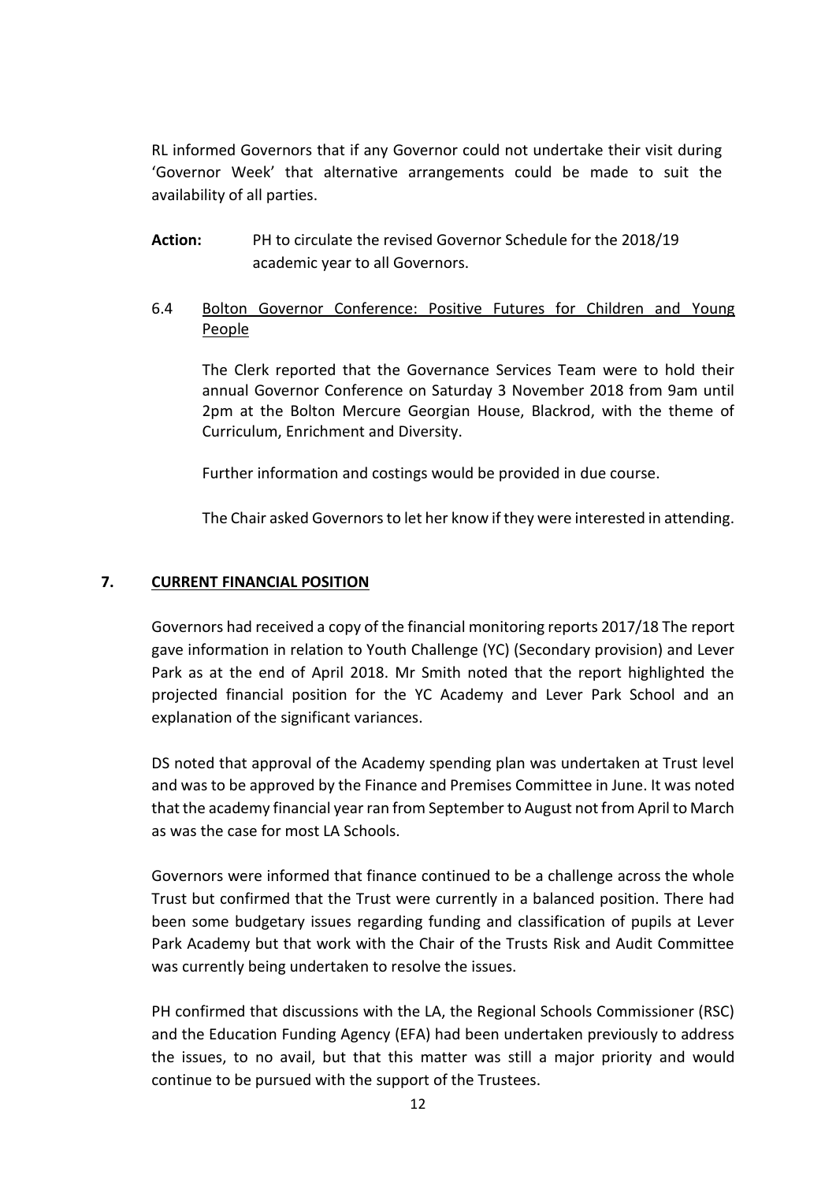RL informed Governors that if any Governor could not undertake their visit during 'Governor Week' that alternative arrangements could be made to suit the availability of all parties.

**Action:** PH to circulate the revised Governor Schedule for the 2018/19 academic year to all Governors.

6.4 Bolton Governor Conference: Positive Futures for Children and Young People

The Clerk reported that the Governance Services Team were to hold their annual Governor Conference on Saturday 3 November 2018 from 9am until 2pm at the Bolton Mercure Georgian House, Blackrod, with the theme of Curriculum, Enrichment and Diversity.

Further information and costings would be provided in due course.

The Chair asked Governors to let her know if they were interested in attending.

## 7. CURRENT FINANCIAL POSITION

Governors had received a copy of the financial monitoring reports 2017/18 The report gave information in relation to Youth Challenge (YC) (Secondary provision) and Lever Park as at the end of April 2018. Mr Smith noted that the report highlighted the projected financial position for the YC Academy and Lever Park School and an explanation of the significant variances.

DS noted that approval of the Academy spending plan was undertaken at Trust level and was to be approved by the Finance and Premises Committee in June. It was noted that the academy financial year ran from September to August not from April to March as was the case for most LA Schools.

Governors were informed that finance continued to be a challenge across the whole Trust but confirmed that the Trust were currently in a balanced position. There had been some budgetary issues regarding funding and classification of pupils at Lever Park Academy but that work with the Chair of the Trusts Risk and Audit Committee was currently being undertaken to resolve the issues.

PH confirmed that discussions with the LA, the Regional Schools Commissioner (RSC) and the Education Funding Agency (EFA) had been undertaken previously to address the issues, to no avail, but that this matter was still a major priority and would continue to be pursued with the support of the Trustees.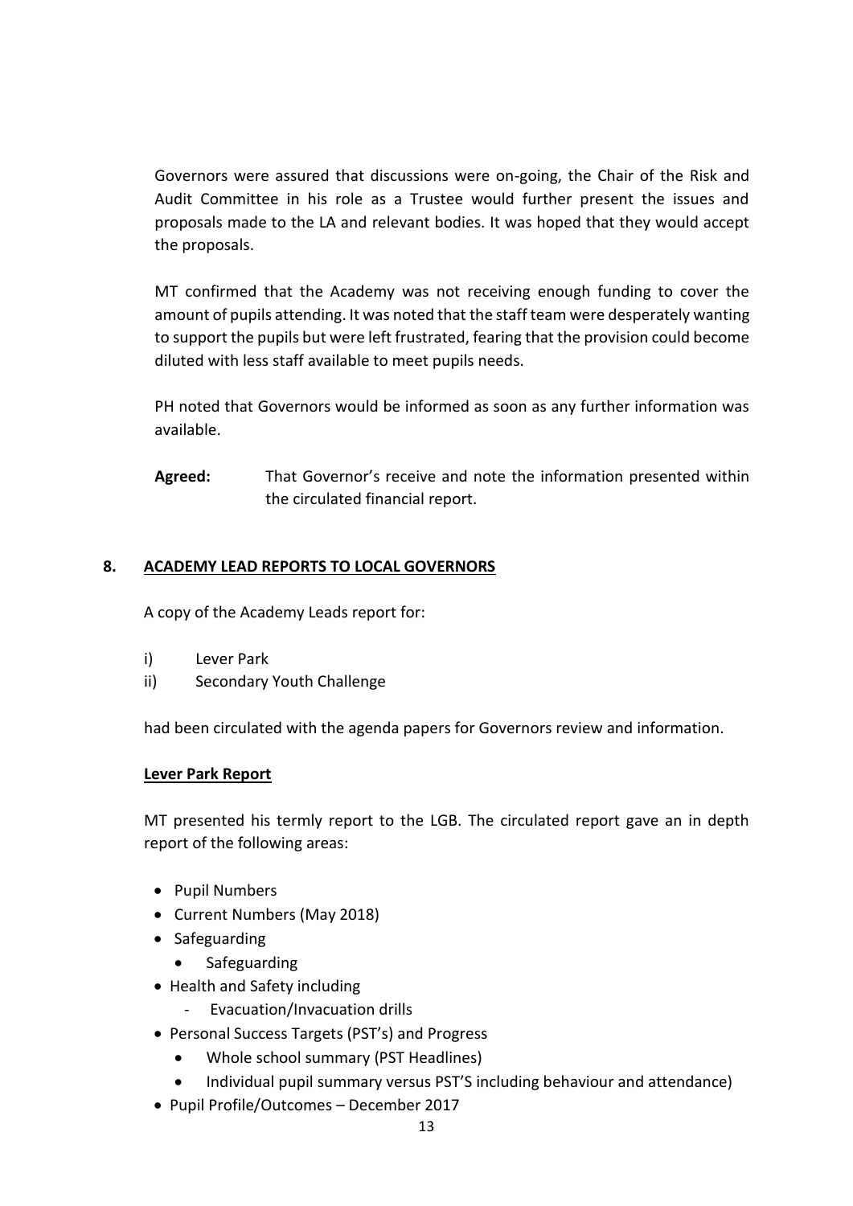Governors were assured that discussions were on-going, the Chair of the Risk and Audit Committee in his role as a Trustee would further present the issues and proposals made to the LA and relevant bodies. It was hoped that they would accept the proposals.

MT confirmed that the Academy was not receiving enough funding to cover the amount of pupils attending. It was noted that the staff team were desperately wanting to support the pupils but were left frustrated, fearing that the provision could become diluted with less staff available to meet pupils needs.

PH noted that Governors would be informed as soon as any further information was available.

**Agreed:** That Governor's receive and note the information presented within the circulated financial report.

## 8. ACADEMY LEAD REPORTS TO LOCAL GOVERNORS

A copy of the Academy Leads report for:

i) Lever Park
ii) Secondary Youth Challenge

had been circulated with the agenda papers for Governors review and information.

### Lever Park Report

MT presented his termly report to the LGB. The circulated report gave an in depth report of the following areas:

- Pupil Numbers
- Current Numbers (May 2018)
- Safeguarding
  - Safeguarding
- Health and Safety including
  - Evacuation/Invacuation drills
- Personal Success Targets (PST's) and Progress
  - Whole school summary (PST Headlines)
  - Individual pupil summary versus PST'S including behaviour and attendance)
- Pupil Profile/Outcomes – December 2017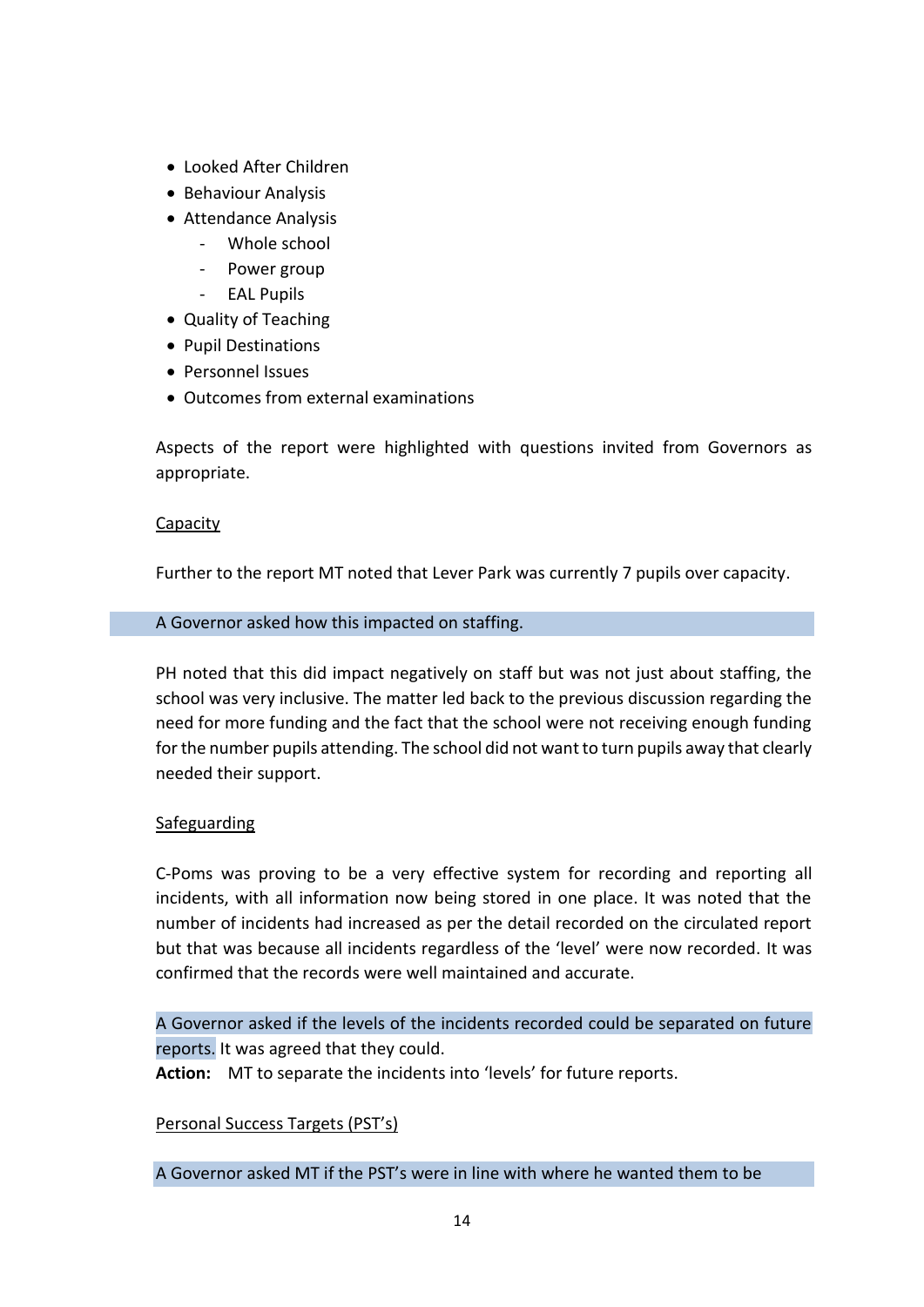- Looked After Children
- Behaviour Analysis
- Attendance Analysis
    - Whole school
    - Power group
    - EAL Pupils
- Quality of Teaching
- Pupil Destinations
- Personnel Issues
- Outcomes from external examinations

Aspects of the report were highlighted with questions invited from Governors as appropriate.

Capacity

Further to the report MT noted that Lever Park was currently 7 pupils over capacity.

A Governor asked how this impacted on staffing.

PH noted that this did impact negatively on staff but was not just about staffing, the school was very inclusive. The matter led back to the previous discussion regarding the need for more funding and the fact that the school were not receiving enough funding for the number pupils attending. The school did not want to turn pupils away that clearly needed their support.

Safeguarding

C-Poms was proving to be a very effective system for recording and reporting all incidents, with all information now being stored in one place. It was noted that the number of incidents had increased as per the detail recorded on the circulated report but that was because all incidents regardless of the 'level' were now recorded. It was confirmed that the records were well maintained and accurate.

A Governor asked if the levels of the incidents recorded could be separated on future reports. It was agreed that they could.

**Action:** MT to separate the incidents into 'levels' for future reports.

Personal Success Targets (PST's)

A Governor asked MT if the PST's were in line with where he wanted them to be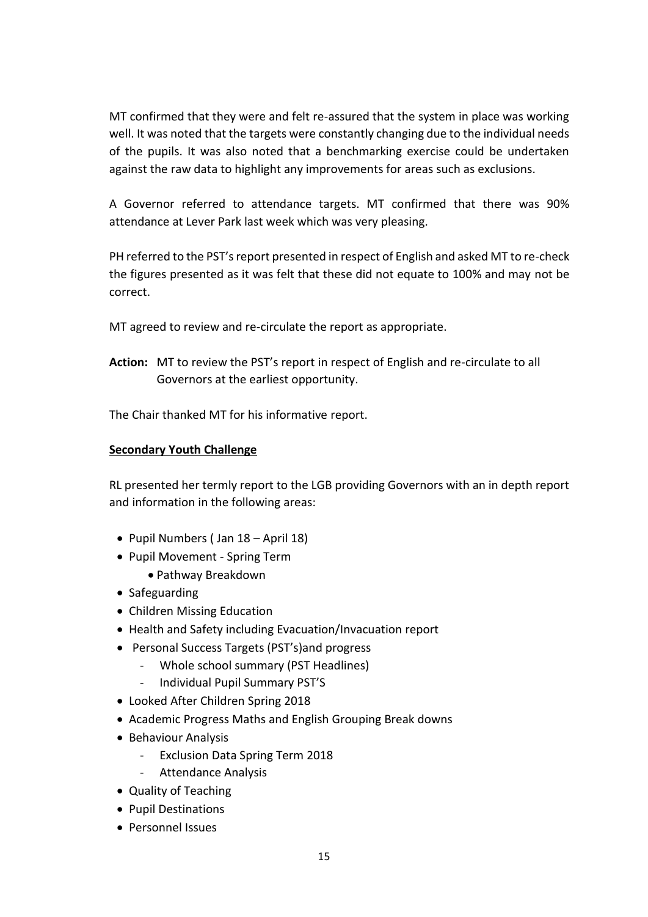MT confirmed that they were and felt re-assured that the system in place was working well. It was noted that the targets were constantly changing due to the individual needs of the pupils. It was also noted that a benchmarking exercise could be undertaken against the raw data to highlight any improvements for areas such as exclusions.

A Governor referred to attendance targets. MT confirmed that there was 90% attendance at Lever Park last week which was very pleasing.

PH referred to the PST's report presented in respect of English and asked MT to re-check the figures presented as it was felt that these did not equate to 100% and may not be correct.

MT agreed to review and re-circulate the report as appropriate.

**Action:** MT to review the PST's report in respect of English and re-circulate to all Governors at the earliest opportunity.

The Chair thanked MT for his informative report.

**Secondary Youth Challenge**

RL presented her termly report to the LGB providing Governors with an in depth report and information in the following areas:

- Pupil Numbers ( Jan 18 – April 18)
- Pupil Movement - Spring Term
    - Pathway Breakdown
- Safeguarding
- Children Missing Education
- Health and Safety including Evacuation/Invacuation report
- Personal Success Targets (PST's)and progress
    - Whole school summary (PST Headlines)
    - Individual Pupil Summary PST'S
- Looked After Children Spring 2018
- Academic Progress Maths and English Grouping Break downs
- Behaviour Analysis
    - Exclusion Data Spring Term 2018
    - Attendance Analysis
- Quality of Teaching
- Pupil Destinations
- Personnel Issues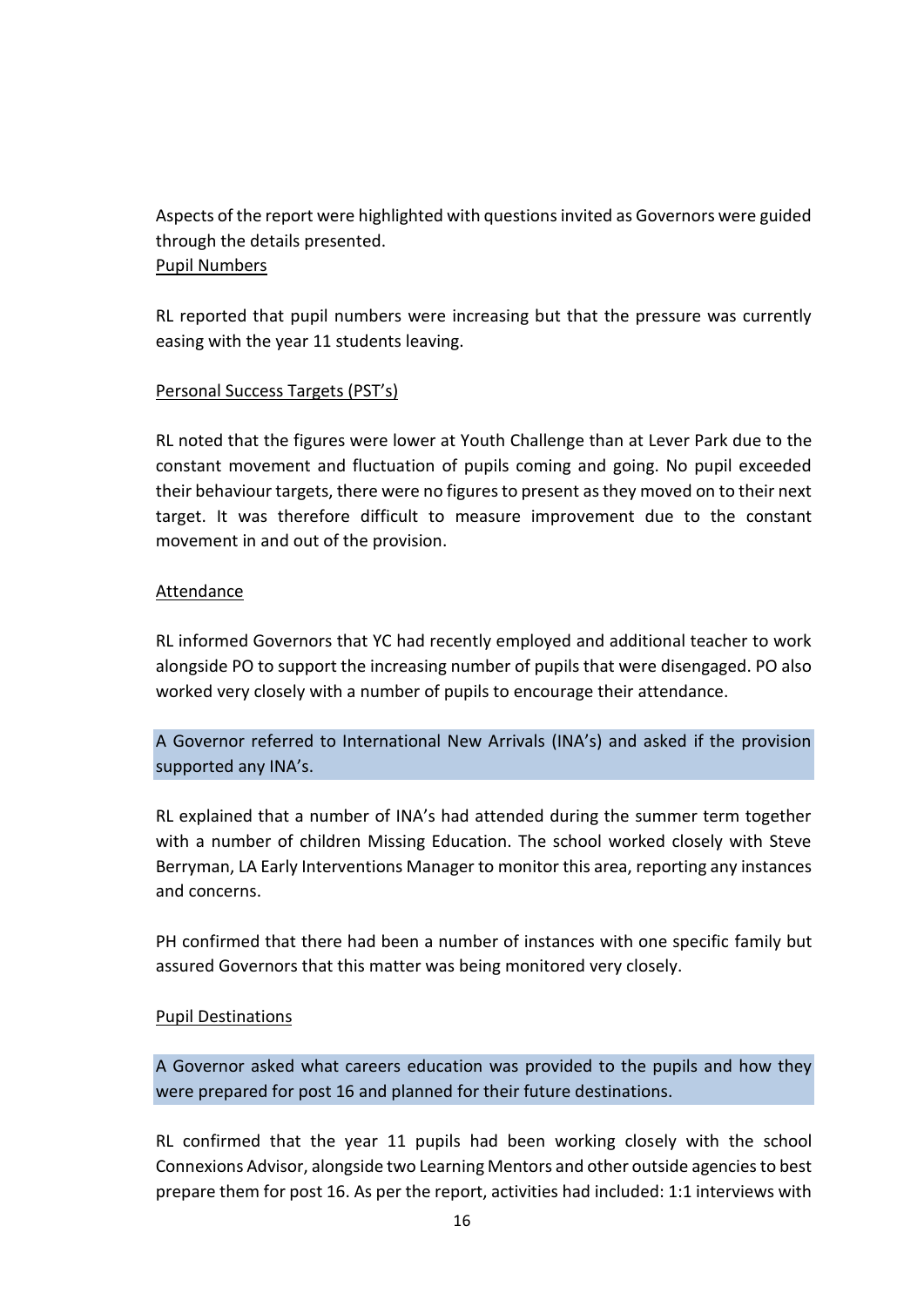Aspects of the report were highlighted with questions invited as Governors were guided through the details presented.

Pupil Numbers

RL reported that pupil numbers were increasing but that the pressure was currently easing with the year 11 students leaving.

Personal Success Targets (PST's)

RL noted that the figures were lower at Youth Challenge than at Lever Park due to the constant movement and fluctuation of pupils coming and going. No pupil exceeded their behaviour targets, there were no figures to present as they moved on to their next target. It was therefore difficult to measure improvement due to the constant movement in and out of the provision.

Attendance

RL informed Governors that YC had recently employed and additional teacher to work alongside PO to support the increasing number of pupils that were disengaged. PO also worked very closely with a number of pupils to encourage their attendance.

A Governor referred to International New Arrivals (INA's) and asked if the provision supported any INA's.

RL explained that a number of INA's had attended during the summer term together with a number of children Missing Education. The school worked closely with Steve Berryman, LA Early Interventions Manager to monitor this area, reporting any instances and concerns.

PH confirmed that there had been a number of instances with one specific family but assured Governors that this matter was being monitored very closely.

Pupil Destinations

A Governor asked what careers education was provided to the pupils and how they were prepared for post 16 and planned for their future destinations.

RL confirmed that the year 11 pupils had been working closely with the school Connexions Advisor, alongside two Learning Mentors and other outside agencies to best prepare them for post 16. As per the report, activities had included: 1:1 interviews with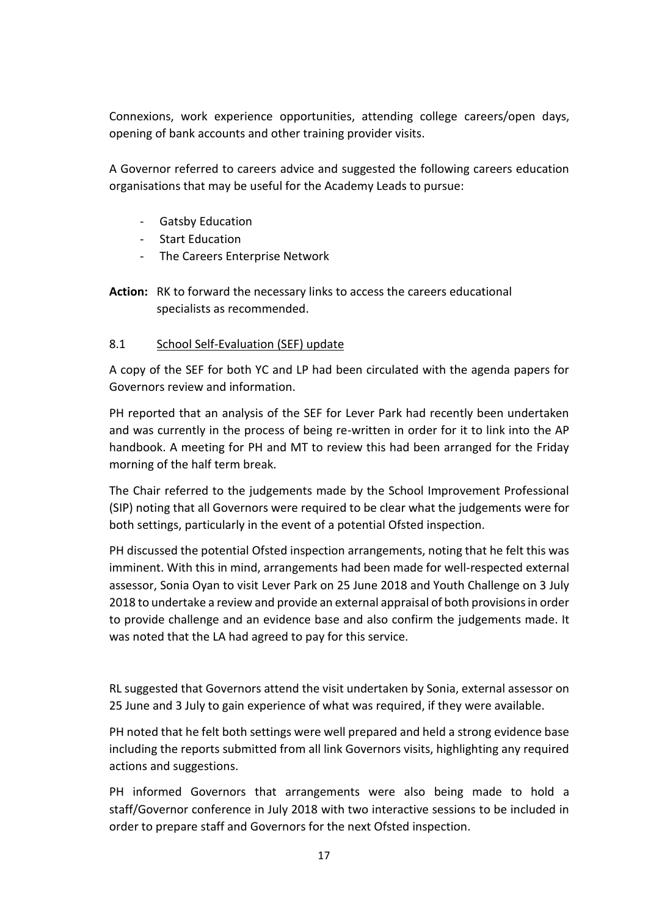Connexions, work experience opportunities, attending college careers/open days, opening of bank accounts and other training provider visits.

A Governor referred to careers advice and suggested the following careers education organisations that may be useful for the Academy Leads to pursue:

- Gatsby Education
- Start Education
- The Careers Enterprise Network

**Action:** RK to forward the necessary links to access the careers educational specialists as recommended.

8.1 School Self-Evaluation (SEF) update

A copy of the SEF for both YC and LP had been circulated with the agenda papers for Governors review and information.

PH reported that an analysis of the SEF for Lever Park had recently been undertaken and was currently in the process of being re-written in order for it to link into the AP handbook. A meeting for PH and MT to review this had been arranged for the Friday morning of the half term break.

The Chair referred to the judgements made by the School Improvement Professional (SIP) noting that all Governors were required to be clear what the judgements were for both settings, particularly in the event of a potential Ofsted inspection.

PH discussed the potential Ofsted inspection arrangements, noting that he felt this was imminent. With this in mind, arrangements had been made for well-respected external assessor, Sonia Oyan to visit Lever Park on 25 June 2018 and Youth Challenge on 3 July 2018 to undertake a review and provide an external appraisal of both provisions in order to provide challenge and an evidence base and also confirm the judgements made. It was noted that the LA had agreed to pay for this service.

RL suggested that Governors attend the visit undertaken by Sonia, external assessor on 25 June and 3 July to gain experience of what was required, if they were available.

PH noted that he felt both settings were well prepared and held a strong evidence base including the reports submitted from all link Governors visits, highlighting any required actions and suggestions.

PH informed Governors that arrangements were also being made to hold a staff/Governor conference in July 2018 with two interactive sessions to be included in order to prepare staff and Governors for the next Ofsted inspection.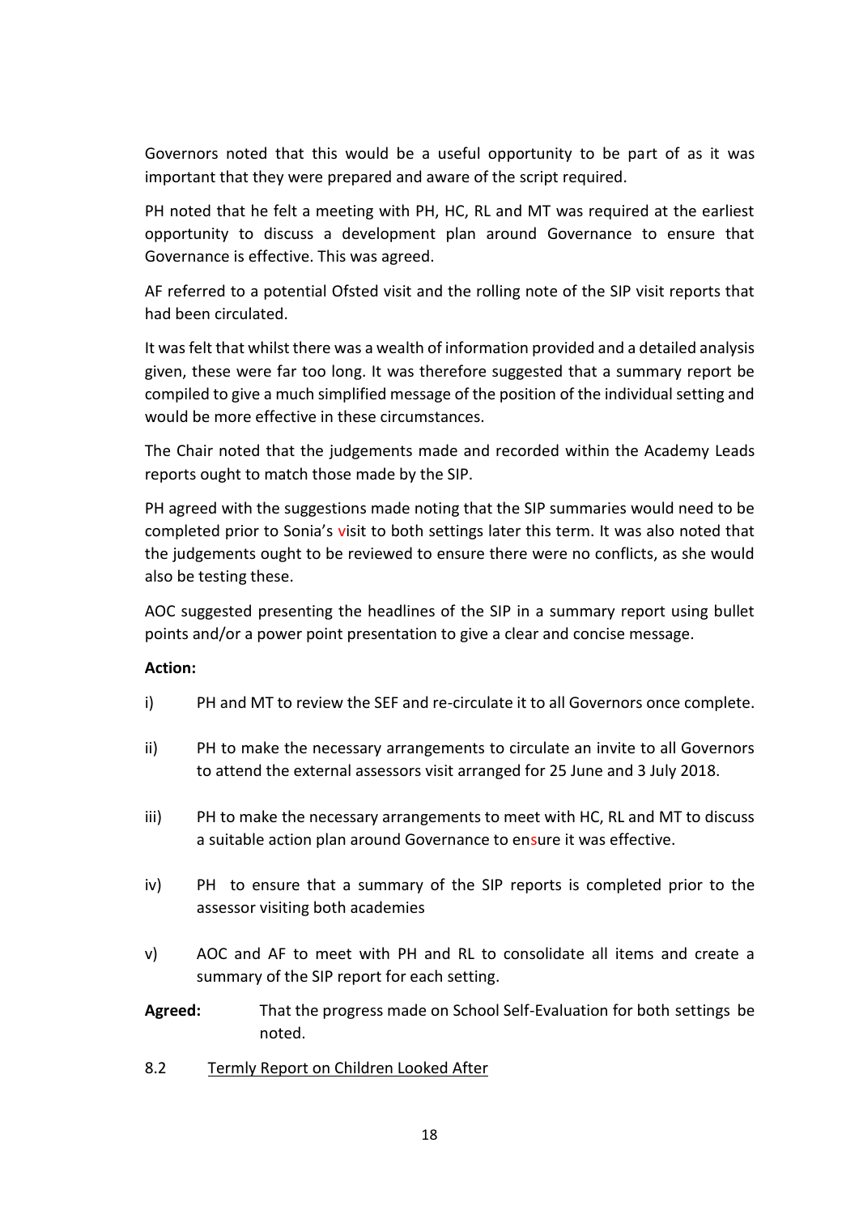Governors noted that this would be a useful opportunity to be part of as it was important that they were prepared and aware of the script required.

PH noted that he felt a meeting with PH, HC, RL and MT was required at the earliest opportunity to discuss a development plan around Governance to ensure that Governance is effective. This was agreed.

AF referred to a potential Ofsted visit and the rolling note of the SIP visit reports that had been circulated.

It was felt that whilst there was a wealth of information provided and a detailed analysis given, these were far too long. It was therefore suggested that a summary report be compiled to give a much simplified message of the position of the individual setting and would be more effective in these circumstances.

The Chair noted that the judgements made and recorded within the Academy Leads reports ought to match those made by the SIP.

PH agreed with the suggestions made noting that the SIP summaries would need to be completed prior to Sonia's visit to both settings later this term. It was also noted that the judgements ought to be reviewed to ensure there were no conflicts, as she would also be testing these.

AOC suggested presenting the headlines of the SIP in a summary report using bullet points and/or a power point presentation to give a clear and concise message.

**Action:**

i) PH and MT to review the SEF and re-circulate it to all Governors once complete.

ii) PH to make the necessary arrangements to circulate an invite to all Governors to attend the external assessors visit arranged for 25 June and 3 July 2018.

iii) PH to make the necessary arrangements to meet with HC, RL and MT to discuss a suitable action plan around Governance to ensure it was effective.

iv) PH to ensure that a summary of the SIP reports is completed prior to the assessor visiting both academies

v) AOC and AF to meet with PH and RL to consolidate all items and create a summary of the SIP report for each setting.

**Agreed:** That the progress made on School Self-Evaluation for both settings be noted.

8.2 Termly Report on Children Looked After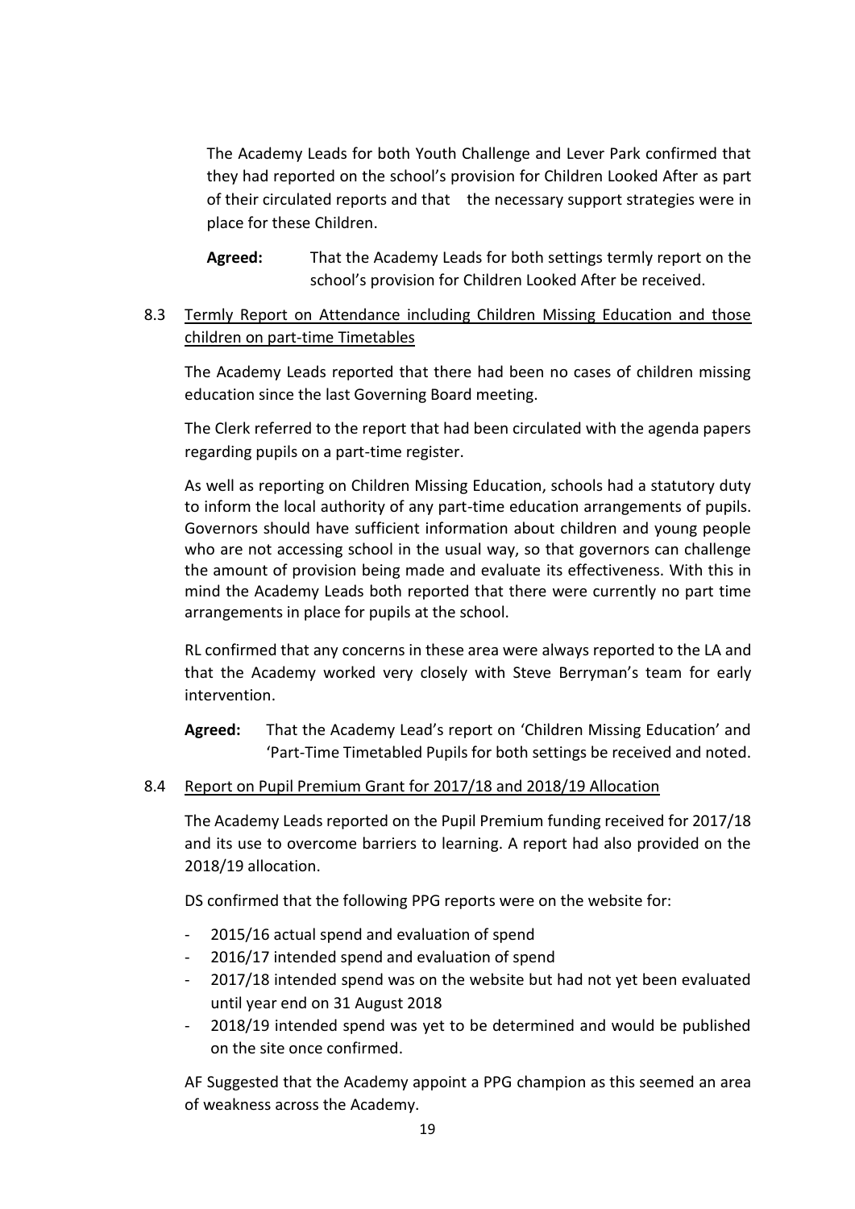The Academy Leads for both Youth Challenge and Lever Park confirmed that they had reported on the school's provision for Children Looked After as part of their circulated reports and that the necessary support strategies were in place for these Children.

**Agreed:** That the Academy Leads for both settings termly report on the school's provision for Children Looked After be received.

8.3 Termly Report on Attendance including Children Missing Education and those children on part-time Timetables

The Academy Leads reported that there had been no cases of children missing education since the last Governing Board meeting.

The Clerk referred to the report that had been circulated with the agenda papers regarding pupils on a part-time register.

As well as reporting on Children Missing Education, schools had a statutory duty to inform the local authority of any part-time education arrangements of pupils. Governors should have sufficient information about children and young people who are not accessing school in the usual way, so that governors can challenge the amount of provision being made and evaluate its effectiveness. With this in mind the Academy Leads both reported that there were currently no part time arrangements in place for pupils at the school.

RL confirmed that any concerns in these area were always reported to the LA and that the Academy worked very closely with Steve Berryman's team for early intervention.

**Agreed:** That the Academy Lead's report on 'Children Missing Education' and 'Part-Time Timetabled Pupils for both settings be received and noted.

8.4 Report on Pupil Premium Grant for 2017/18 and 2018/19 Allocation

The Academy Leads reported on the Pupil Premium funding received for 2017/18 and its use to overcome barriers to learning. A report had also provided on the 2018/19 allocation.

DS confirmed that the following PPG reports were on the website for:

- 2015/16 actual spend and evaluation of spend
- 2016/17 intended spend and evaluation of spend
- 2017/18 intended spend was on the website but had not yet been evaluated until year end on 31 August 2018
- 2018/19 intended spend was yet to be determined and would be published on the site once confirmed.

AF Suggested that the Academy appoint a PPG champion as this seemed an area of weakness across the Academy.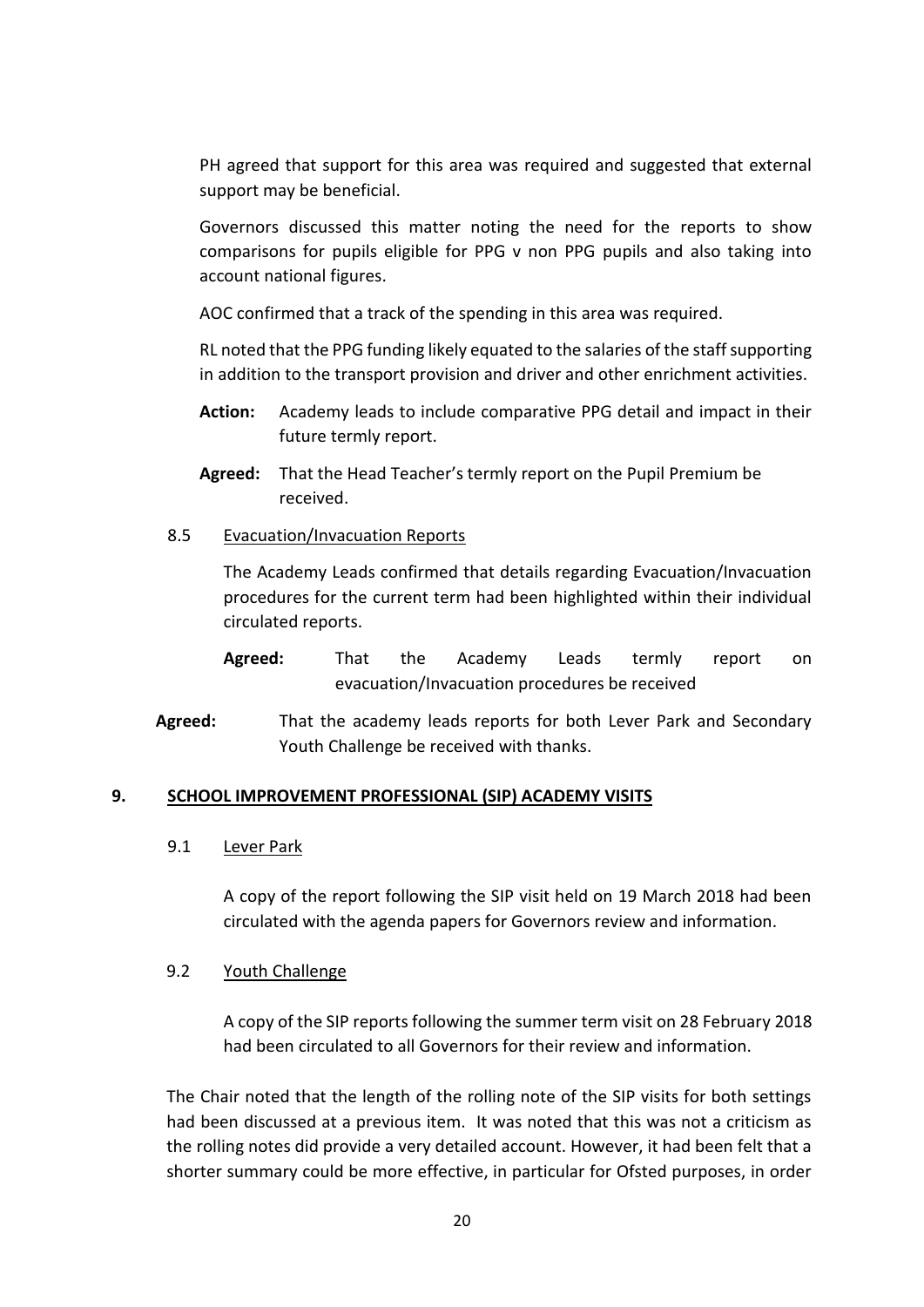PH agreed that support for this area was required and suggested that external support may be beneficial.

Governors discussed this matter noting the need for the reports to show comparisons for pupils eligible for PPG v non PPG pupils and also taking into account national figures.

AOC confirmed that a track of the spending in this area was required.

RL noted that the PPG funding likely equated to the salaries of the staff supporting in addition to the transport provision and driver and other enrichment activities.

**Action:** Academy leads to include comparative PPG detail and impact in their future termly report.

**Agreed:** That the Head Teacher's termly report on the Pupil Premium be received.

8.5 Evacuation/Invacuation Reports

The Academy Leads confirmed that details regarding Evacuation/Invacuation procedures for the current term had been highlighted within their individual circulated reports.

**Agreed:** That the Academy Leads termly report on evacuation/Invacuation procedures be received

**Agreed:** That the academy leads reports for both Lever Park and Secondary Youth Challenge be received with thanks.

## 9. SCHOOL IMPROVEMENT PROFESSIONAL (SIP) ACADEMY VISITS

9.1 Lever Park

A copy of the report following the SIP visit held on 19 March 2018 had been circulated with the agenda papers for Governors review and information.

9.2 Youth Challenge

A copy of the SIP reports following the summer term visit on 28 February 2018 had been circulated to all Governors for their review and information.

The Chair noted that the length of the rolling note of the SIP visits for both settings had been discussed at a previous item. It was noted that this was not a criticism as the rolling notes did provide a very detailed account. However, it had been felt that a shorter summary could be more effective, in particular for Ofsted purposes, in order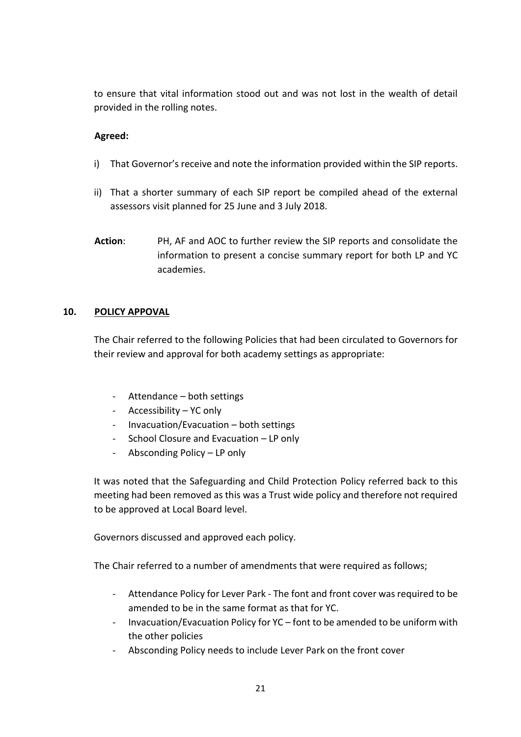to ensure that vital information stood out and was not lost in the wealth of detail provided in the rolling notes.

**Agreed:**

i) That Governor's receive and note the information provided within the SIP reports.

ii) That a shorter summary of each SIP report be compiled ahead of the external assessors visit planned for 25 June and 3 July 2018.

**Action**: PH, AF and AOC to further review the SIP reports and consolidate the information to present a concise summary report for both LP and YC academies.

## 10. POLICY APPOVAL

The Chair referred to the following Policies that had been circulated to Governors for their review and approval for both academy settings as appropriate:

- Attendance – both settings
- Accessibility – YC only
- Invacuation/Evacuation – both settings
- School Closure and Evacuation – LP only
- Absconding Policy – LP only

It was noted that the Safeguarding and Child Protection Policy referred back to this meeting had been removed as this was a Trust wide policy and therefore not required to be approved at Local Board level.

Governors discussed and approved each policy.

The Chair referred to a number of amendments that were required as follows;

- Attendance Policy for Lever Park - The font and front cover was required to be amended to be in the same format as that for YC.
- Invacuation/Evacuation Policy for YC – font to be amended to be uniform with the other policies
- Absconding Policy needs to include Lever Park on the front cover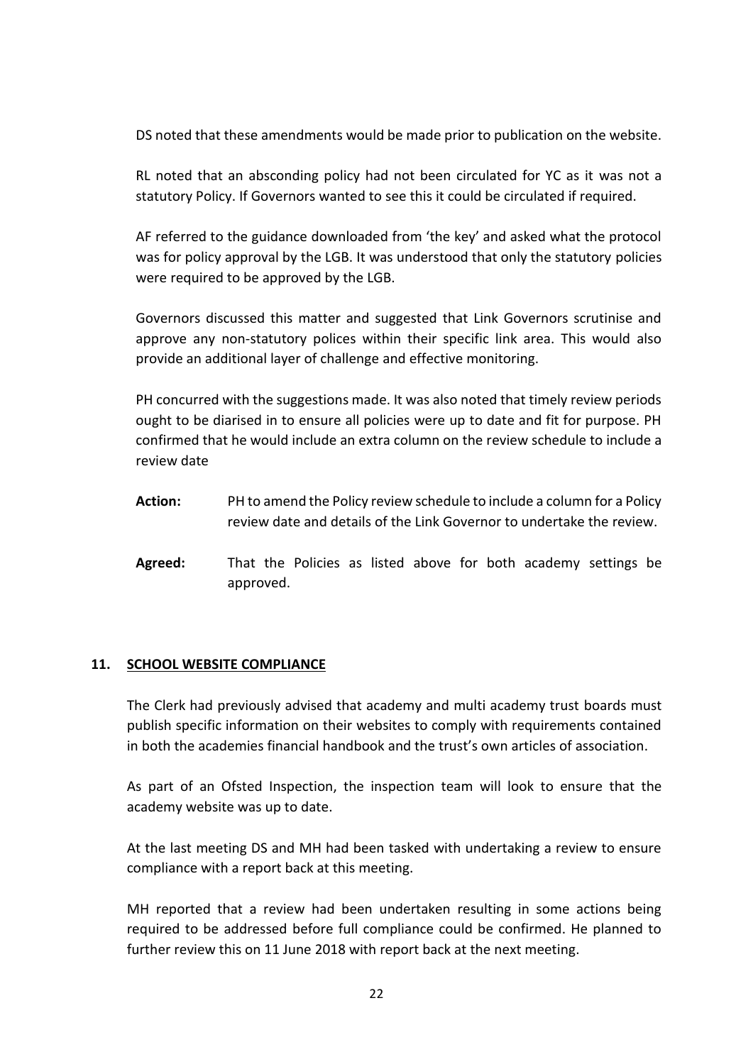DS noted that these amendments would be made prior to publication on the website.

RL noted that an absconding policy had not been circulated for YC as it was not a statutory Policy. If Governors wanted to see this it could be circulated if required.

AF referred to the guidance downloaded from 'the key' and asked what the protocol was for policy approval by the LGB. It was understood that only the statutory policies were required to be approved by the LGB.

Governors discussed this matter and suggested that Link Governors scrutinise and approve any non-statutory polices within their specific link area. This would also provide an additional layer of challenge and effective monitoring.

PH concurred with the suggestions made. It was also noted that timely review periods ought to be diarised in to ensure all policies were up to date and fit for purpose. PH confirmed that he would include an extra column on the review schedule to include a review date

**Action:** PH to amend the Policy review schedule to include a column for a Policy review date and details of the Link Governor to undertake the review.

**Agreed:** That the Policies as listed above for both academy settings be approved.

## 11. SCHOOL WEBSITE COMPLIANCE

The Clerk had previously advised that academy and multi academy trust boards must publish specific information on their websites to comply with requirements contained in both the academies financial handbook and the trust's own articles of association.

As part of an Ofsted Inspection, the inspection team will look to ensure that the academy website was up to date.

At the last meeting DS and MH had been tasked with undertaking a review to ensure compliance with a report back at this meeting.

MH reported that a review had been undertaken resulting in some actions being required to be addressed before full compliance could be confirmed. He planned to further review this on 11 June 2018 with report back at the next meeting.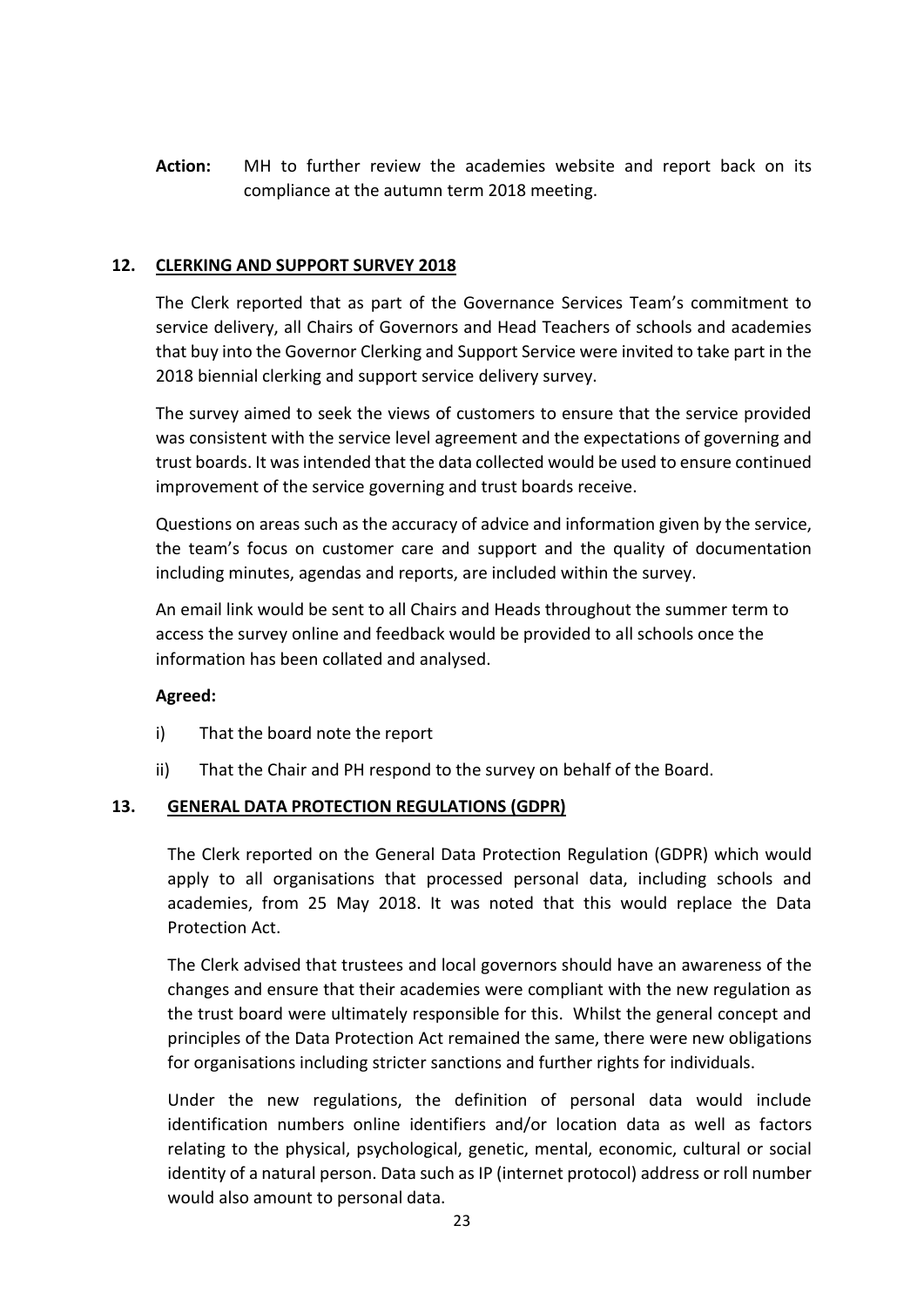**Action:** MH to further review the academies website and report back on its compliance at the autumn term 2018 meeting.

## 12. CLERKING AND SUPPORT SURVEY 2018

The Clerk reported that as part of the Governance Services Team's commitment to service delivery, all Chairs of Governors and Head Teachers of schools and academies that buy into the Governor Clerking and Support Service were invited to take part in the 2018 biennial clerking and support service delivery survey.

The survey aimed to seek the views of customers to ensure that the service provided was consistent with the service level agreement and the expectations of governing and trust boards. It was intended that the data collected would be used to ensure continued improvement of the service governing and trust boards receive.

Questions on areas such as the accuracy of advice and information given by the service, the team's focus on customer care and support and the quality of documentation including minutes, agendas and reports, are included within the survey.

An email link would be sent to all Chairs and Heads throughout the summer term to access the survey online and feedback would be provided to all schools once the information has been collated and analysed.

**Agreed:**

i) That the board note the report

ii) That the Chair and PH respond to the survey on behalf of the Board.

## 13. GENERAL DATA PROTECTION REGULATIONS (GDPR)

The Clerk reported on the General Data Protection Regulation (GDPR) which would apply to all organisations that processed personal data, including schools and academies, from 25 May 2018. It was noted that this would replace the Data Protection Act.

The Clerk advised that trustees and local governors should have an awareness of the changes and ensure that their academies were compliant with the new regulation as the trust board were ultimately responsible for this. Whilst the general concept and principles of the Data Protection Act remained the same, there were new obligations for organisations including stricter sanctions and further rights for individuals.

Under the new regulations, the definition of personal data would include identification numbers online identifiers and/or location data as well as factors relating to the physical, psychological, genetic, mental, economic, cultural or social identity of a natural person. Data such as IP (internet protocol) address or roll number would also amount to personal data.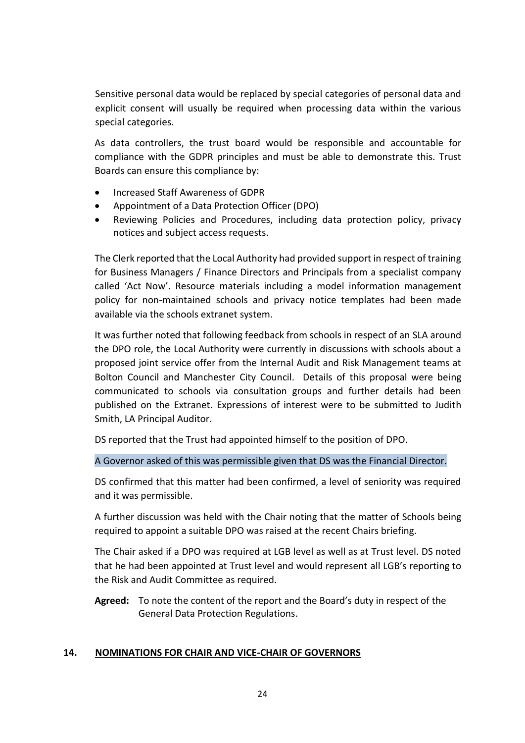Sensitive personal data would be replaced by special categories of personal data and explicit consent will usually be required when processing data within the various special categories.

As data controllers, the trust board would be responsible and accountable for compliance with the GDPR principles and must be able to demonstrate this. Trust Boards can ensure this compliance by:

- Increased Staff Awareness of GDPR
- Appointment of a Data Protection Officer (DPO)
- Reviewing Policies and Procedures, including data protection policy, privacy notices and subject access requests.

The Clerk reported that the Local Authority had provided support in respect of training for Business Managers / Finance Directors and Principals from a specialist company called 'Act Now'. Resource materials including a model information management policy for non-maintained schools and privacy notice templates had been made available via the schools extranet system.

It was further noted that following feedback from schools in respect of an SLA around the DPO role, the Local Authority were currently in discussions with schools about a proposed joint service offer from the Internal Audit and Risk Management teams at Bolton Council and Manchester City Council. Details of this proposal were being communicated to schools via consultation groups and further details had been published on the Extranet. Expressions of interest were to be submitted to Judith Smith, LA Principal Auditor.

DS reported that the Trust had appointed himself to the position of DPO.

A Governor asked of this was permissible given that DS was the Financial Director.

DS confirmed that this matter had been confirmed, a level of seniority was required and it was permissible.

A further discussion was held with the Chair noting that the matter of Schools being required to appoint a suitable DPO was raised at the recent Chairs briefing.

The Chair asked if a DPO was required at LGB level as well as at Trust level. DS noted that he had been appointed at Trust level and would represent all LGB's reporting to the Risk and Audit Committee as required.

**Agreed:** To note the content of the report and the Board's duty in respect of the General Data Protection Regulations.

## 14. NOMINATIONS FOR CHAIR AND VICE-CHAIR OF GOVERNORS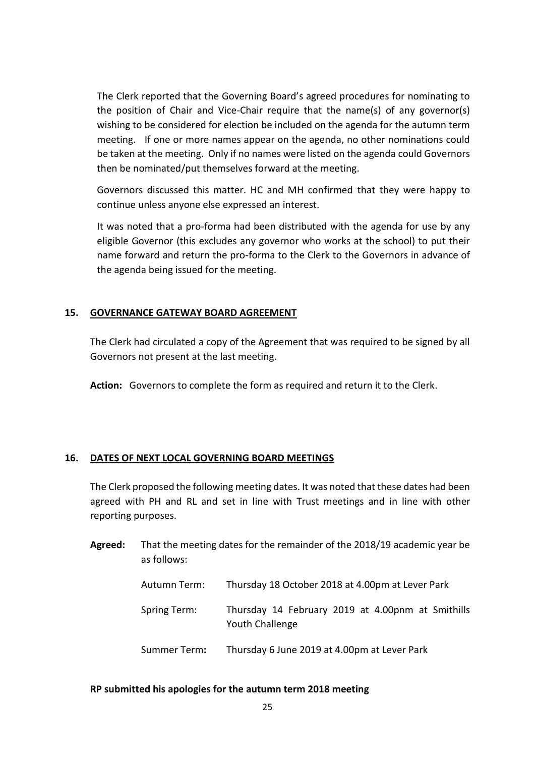The Clerk reported that the Governing Board's agreed procedures for nominating to the position of Chair and Vice-Chair require that the name(s) of any governor(s) wishing to be considered for election be included on the agenda for the autumn term meeting. If one or more names appear on the agenda, no other nominations could be taken at the meeting. Only if no names were listed on the agenda could Governors then be nominated/put themselves forward at the meeting.

Governors discussed this matter. HC and MH confirmed that they were happy to continue unless anyone else expressed an interest.

It was noted that a pro-forma had been distributed with the agenda for use by any eligible Governor (this excludes any governor who works at the school) to put their name forward and return the pro-forma to the Clerk to the Governors in advance of the agenda being issued for the meeting.

## 15. GOVERNANCE GATEWAY BOARD AGREEMENT

The Clerk had circulated a copy of the Agreement that was required to be signed by all Governors not present at the last meeting.

**Action:** Governors to complete the form as required and return it to the Clerk.

## 16. DATES OF NEXT LOCAL GOVERNING BOARD MEETINGS

The Clerk proposed the following meeting dates. It was noted that these dates had been agreed with PH and RL and set in line with Trust meetings and in line with other reporting purposes.

**Agreed:** That the meeting dates for the remainder of the 2018/19 academic year be as follows:

| | |
|---|---|
| Autumn Term: | Thursday 18 October 2018 at 4.00pm at Lever Park |
| Spring Term: | Thursday 14 February 2019 at 4.00pnm at Smithills Youth Challenge |
| Summer Term**:** | Thursday 6 June 2019 at 4.00pm at Lever Park |

**RP submitted his apologies for the autumn term 2018 meeting**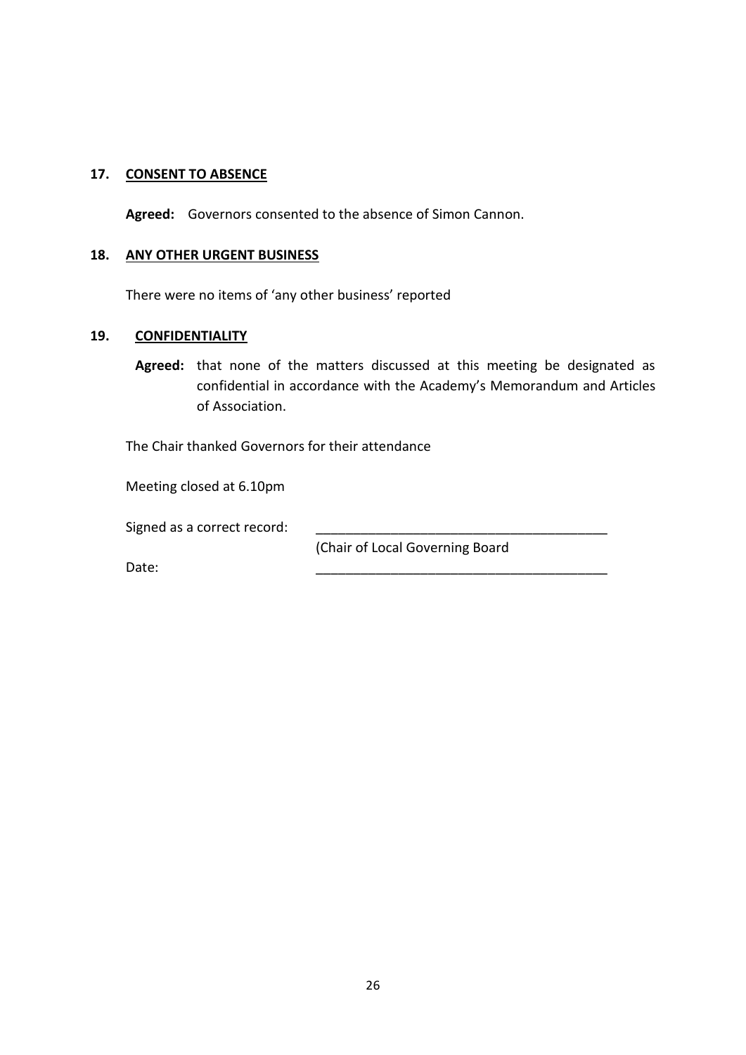**17. <u>CONSENT TO ABSENCE</u>**

**Agreed:** Governors consented to the absence of Simon Cannon.

**18. <u>ANY OTHER URGENT BUSINESS</u>**

There were no items of 'any other business' reported

**19. <u>CONFIDENTIALITY</u>**

**Agreed:** that none of the matters discussed at this meeting be designated as confidential in accordance with the Academy's Memorandum and Articles of Association.

The Chair thanked Governors for their attendance

Meeting closed at 6.10pm

Signed as a correct record: _______________________________________

(Chair of Local Governing Board

Date: _______________________________________